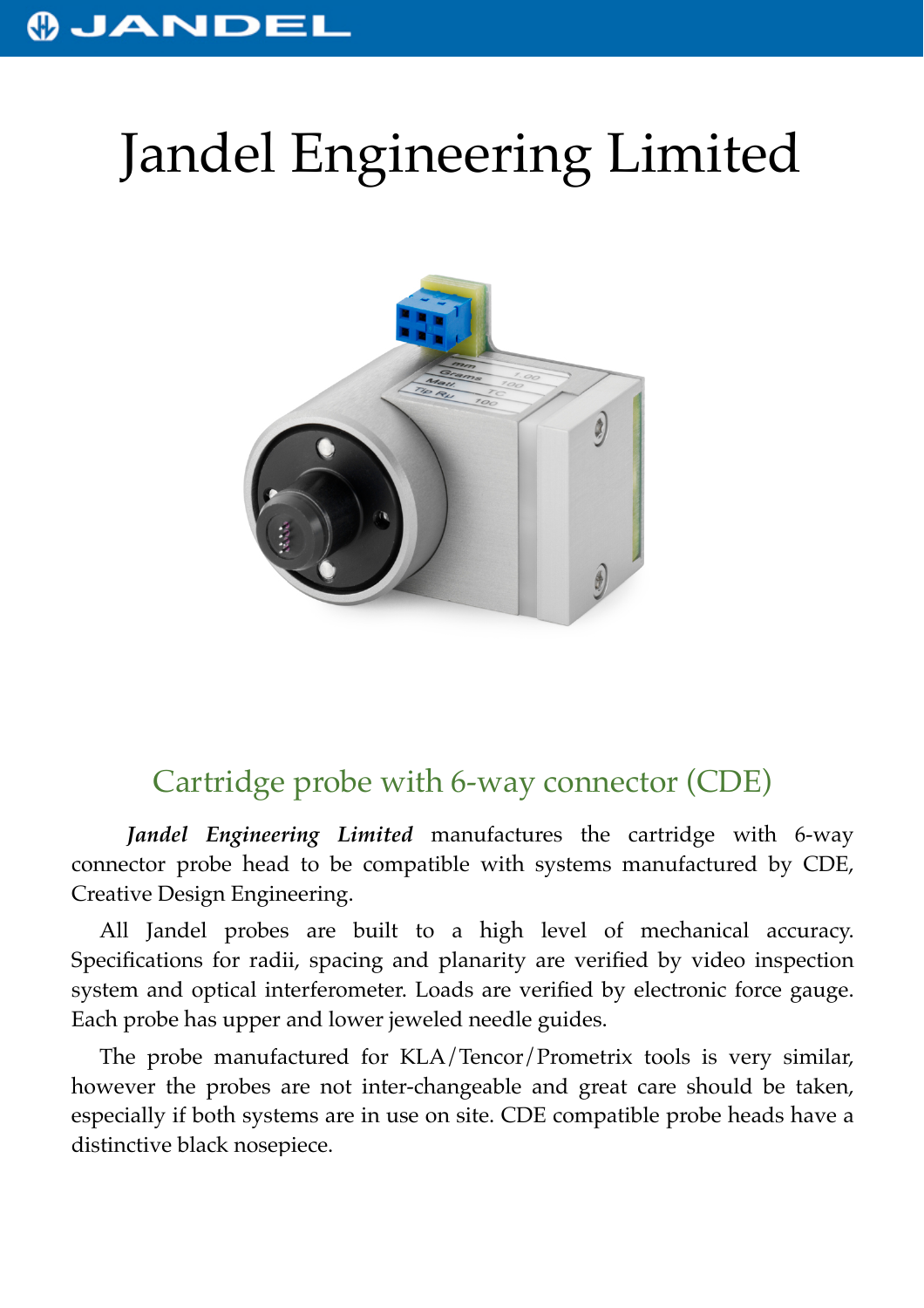# Jandel Engineering Limited

## Cartridge probe with 6-way connector (CDE)

***Jandel Engineering Limited*** manufactures the cartridge with 6-way connector probe head to be compatible with systems manufactured by CDE, Creative Design Engineering.

All Jandel probes are built to a high level of mechanical accuracy. Specifications for radii, spacing and planarity are verified by video inspection system and optical interferometer. Loads are verified by electronic force gauge. Each probe has upper and lower jeweled needle guides.

The probe manufactured for KLA/Tencor/Prometrix tools is very similar, however the probes are not inter-changeable and great care should be taken, especially if both systems are in use on site. CDE compatible probe heads have a distinctive black nosepiece.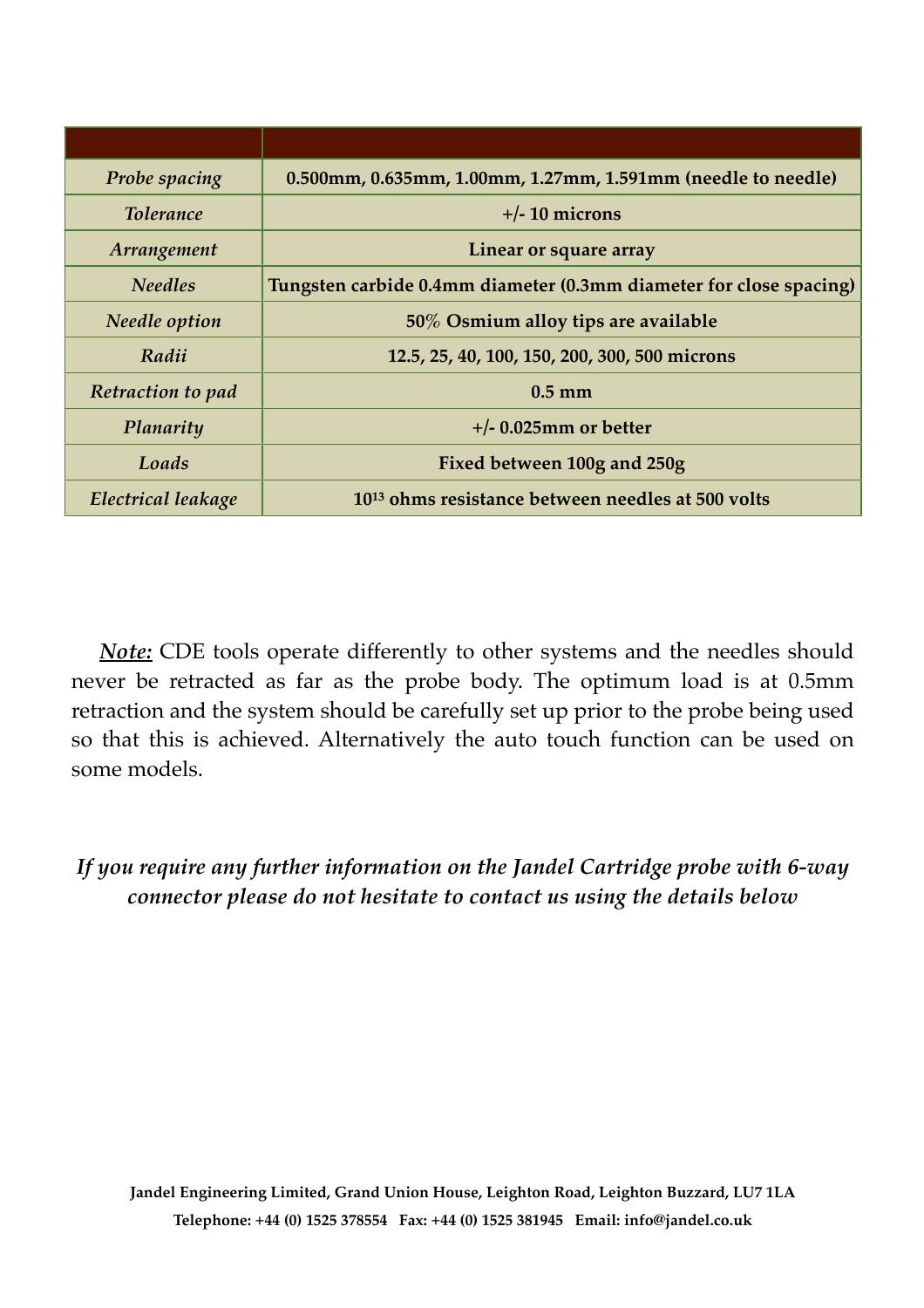| | |
|---|---|
| *Probe spacing* | **0.500mm, 0.635mm, 1.00mm, 1.27mm, 1.591mm (needle to needle)** |
| *Tolerance* | **+/- 10 microns** |
| *Arrangement* | **Linear or square array** |
| *Needles* | **Tungsten carbide 0.4mm diameter (0.3mm diameter for close spacing)** |
| *Needle option* | **50% Osmium alloy tips are available** |
| *Radii* | **12.5, 25, 40, 100, 150, 200, 300, 500 microns** |
| *Retraction to pad* | **0.5 mm** |
| *Planarity* | **+/- 0.025mm or better** |
| *Loads* | **Fixed between 100g and 250g** |
| *Electrical leakage* | **$10^{13}$ ohms resistance between needles at 500 volts** |

***Note:*** CDE tools operate differently to other systems and the needles should never be retracted as far as the probe body. The optimum load is at 0.5mm retraction and the system should be carefully set up prior to the probe being used so that this is achieved. Alternatively the auto touch function can be used on some models.

***If you require any further information on the Jandel Cartridge probe with 6-way connector please do not hesitate to contact us using the details below***

**Jandel Engineering Limited, Grand Union House, Leighton Road, Leighton Buzzard, LU7 1LA**

**Telephone: +44 (0) 1525 378554 Fax: +44 (0) 1525 381945 Email: info@jandel.co.uk**